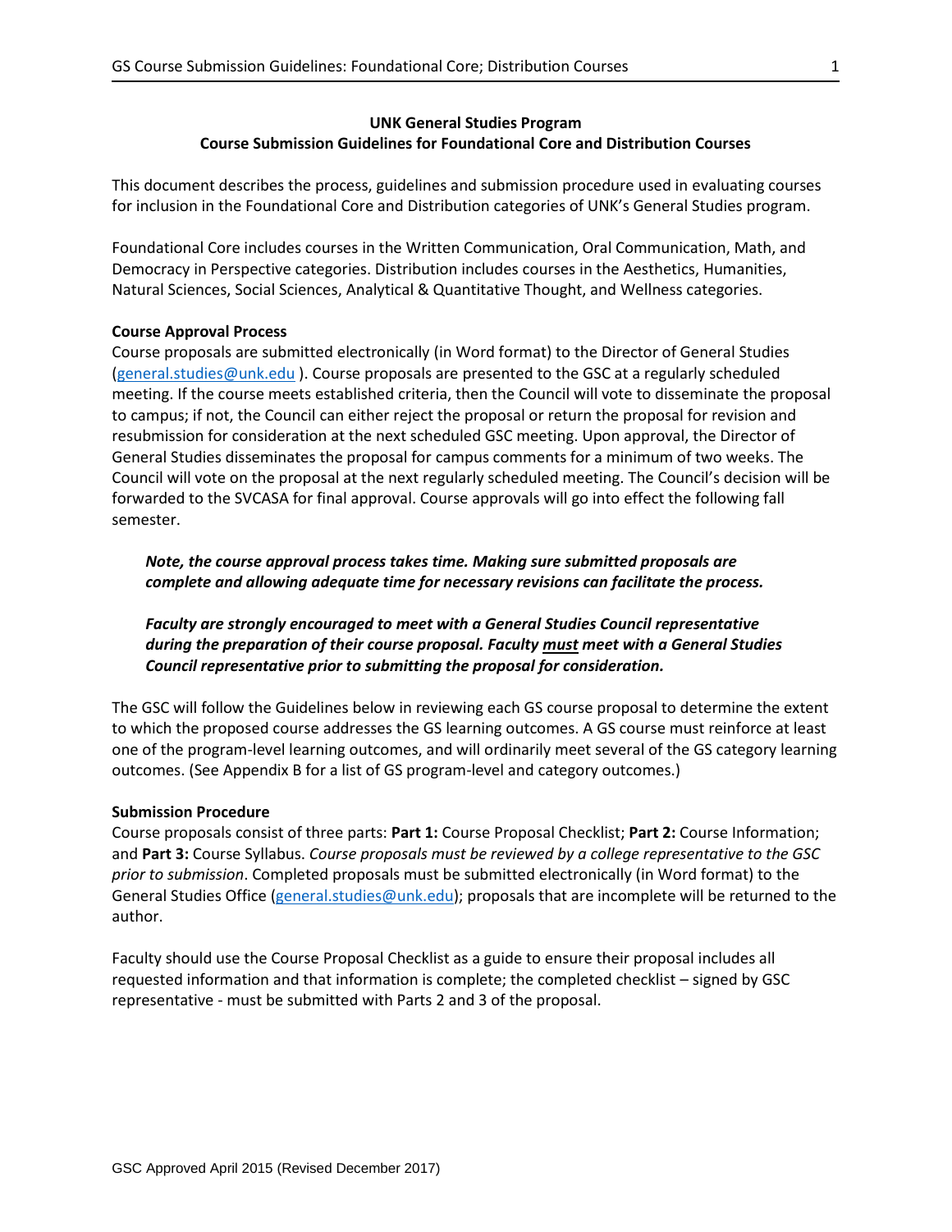**UNK General Studies Program**
**Course Submission Guidelines for Foundational Core and Distribution Courses**

This document describes the process, guidelines and submission procedure used in evaluating courses for inclusion in the Foundational Core and Distribution categories of UNK's General Studies program.

Foundational Core includes courses in the Written Communication, Oral Communication, Math, and Democracy in Perspective categories. Distribution includes courses in the Aesthetics, Humanities, Natural Sciences, Social Sciences, Analytical & Quantitative Thought, and Wellness categories.

**Course Approval Process**

Course proposals are submitted electronically (in Word format) to the Director of General Studies (general.studies@unk.edu ). Course proposals are presented to the GSC at a regularly scheduled meeting. If the course meets established criteria, then the Council will vote to disseminate the proposal to campus; if not, the Council can either reject the proposal or return the proposal for revision and resubmission for consideration at the next scheduled GSC meeting. Upon approval, the Director of General Studies disseminates the proposal for campus comments for a minimum of two weeks. The Council will vote on the proposal at the next regularly scheduled meeting. The Council's decision will be forwarded to the SVCASA for final approval. Course approvals will go into effect the following fall semester.

> ***Note, the course approval process takes time. Making sure submitted proposals are complete and allowing adequate time for necessary revisions can facilitate the process.***
>
> ***Faculty are strongly encouraged to meet with a General Studies Council representative during the preparation of their course proposal. Faculty <u>must</u> meet with a General Studies Council representative prior to submitting the proposal for consideration.***

The GSC will follow the Guidelines below in reviewing each GS course proposal to determine the extent to which the proposed course addresses the GS learning outcomes. A GS course must reinforce at least one of the program-level learning outcomes, and will ordinarily meet several of the GS category learning outcomes. (See Appendix B for a list of GS program-level and category outcomes.)

**Submission Procedure**

Course proposals consist of three parts: **Part 1:** Course Proposal Checklist; **Part 2:** Course Information; and **Part 3:** Course Syllabus. *Course proposals must be reviewed by a college representative to the GSC prior to submission*. Completed proposals must be submitted electronically (in Word format) to the General Studies Office (general.studies@unk.edu); proposals that are incomplete will be returned to the author.

Faculty should use the Course Proposal Checklist as a guide to ensure their proposal includes all requested information and that information is complete; the completed checklist – signed by GSC representative - must be submitted with Parts 2 and 3 of the proposal.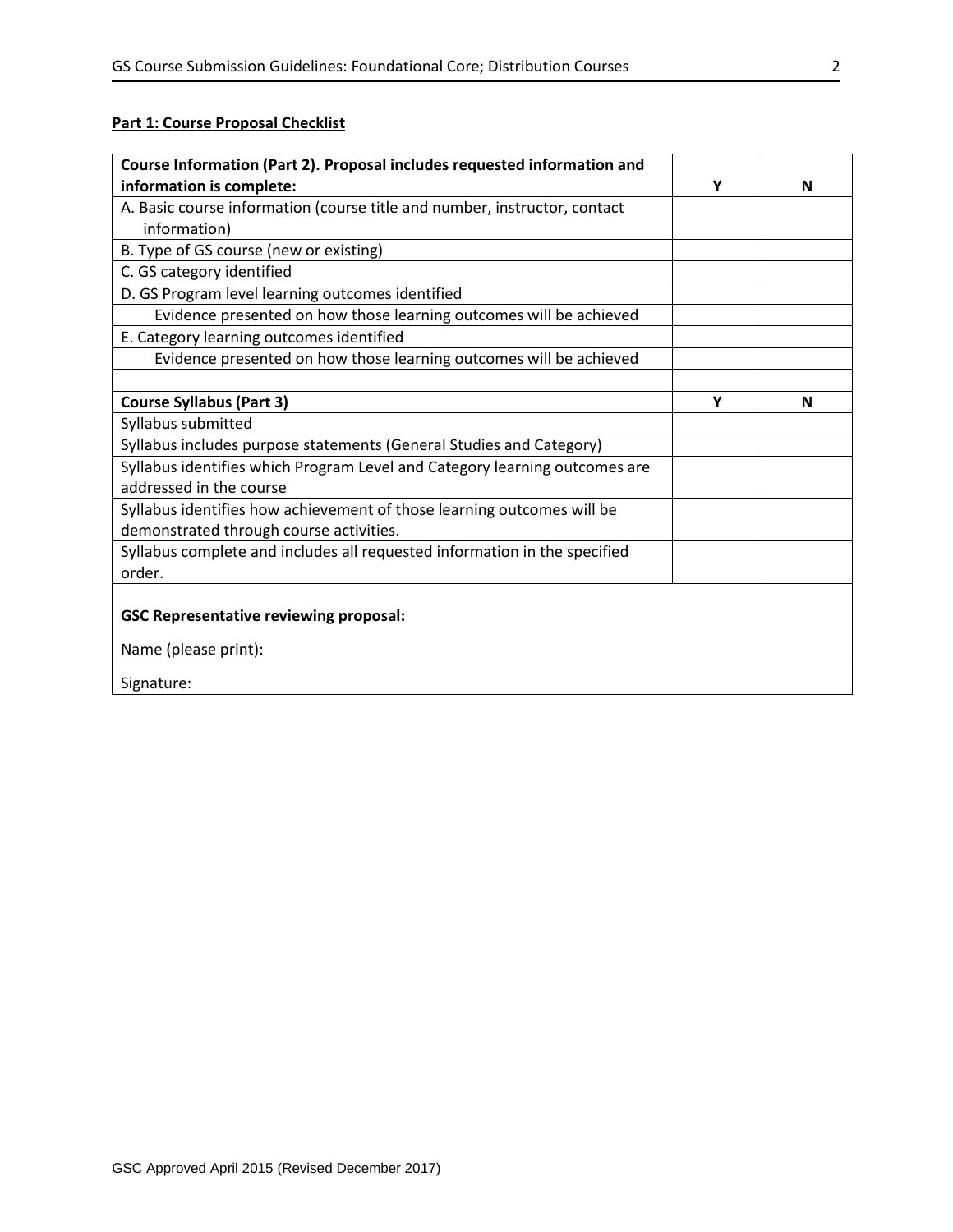**Part 1: Course Proposal Checklist**

| **Course Information (Part 2). Proposal includes requested information and information is complete:** | **Y** | **N** |
|---|---|---|
| A. Basic course information (course title and number, instructor, contact information) | | |
| B. Type of GS course (new or existing) | | |
| C. GS category identified | | |
| D. GS Program level learning outcomes identified | | |
| Evidence presented on how those learning outcomes will be achieved | | |
| E. Category learning outcomes identified | | |
| Evidence presented on how those learning outcomes will be achieved | | |
| | | |
| **Course Syllabus (Part 3)** | **Y** | **N** |
| Syllabus submitted | | |
| Syllabus includes purpose statements (General Studies and Category) | | |
| Syllabus identifies which Program Level and Category learning outcomes are addressed in the course | | |
| Syllabus identifies how achievement of those learning outcomes will be demonstrated through course activities. | | |
| Syllabus complete and includes all requested information in the specified order. | | |

**GSC Representative reviewing proposal:**

Name (please print):

Signature:

GSC Approved April 2015 (Revised December 2017)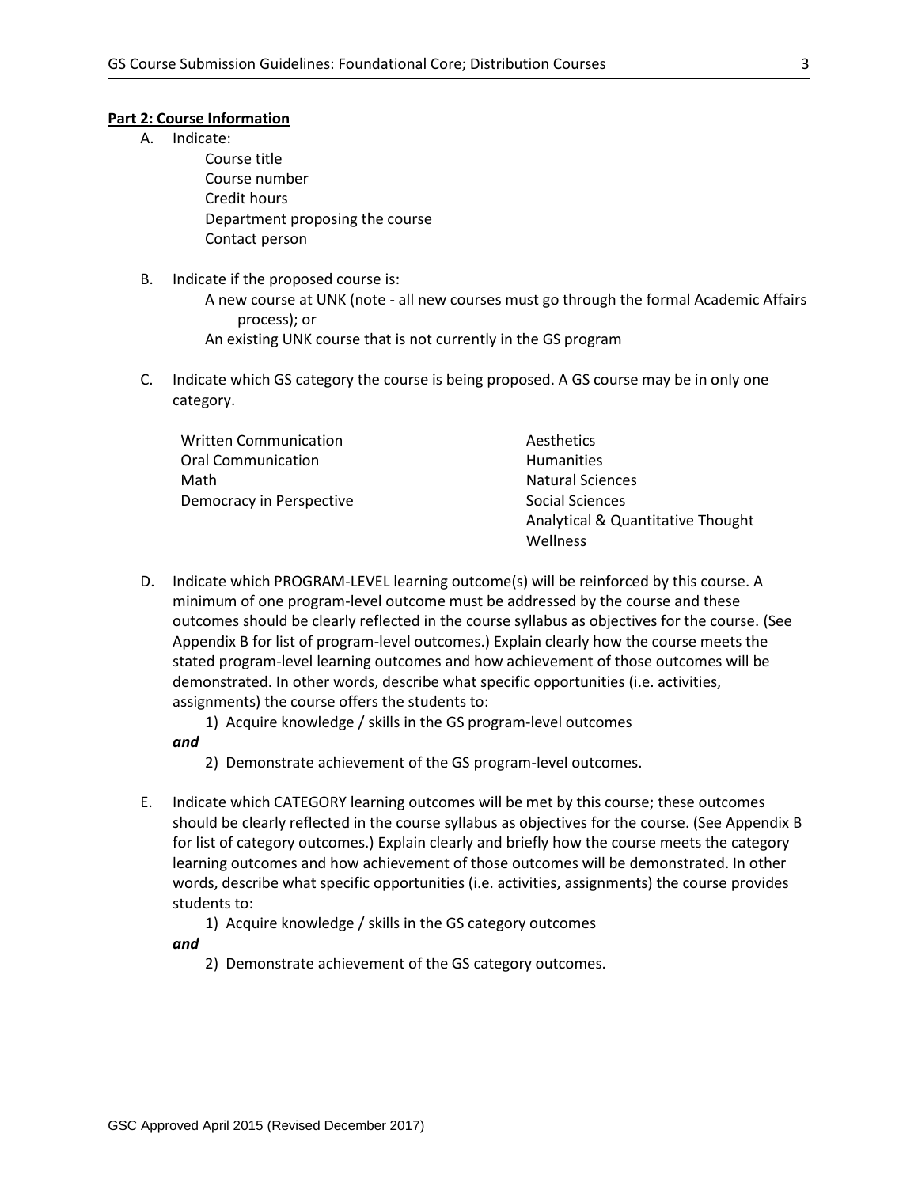**Part 2: Course Information**

A. Indicate:

  Course title
  Course number
  Credit hours
  Department proposing the course
  Contact person

B. Indicate if the proposed course is:

  A new course at UNK (note - all new courses must go through the formal Academic Affairs process); or
  An existing UNK course that is not currently in the GS program

C. Indicate which GS category the course is being proposed. A GS course may be in only one category.

  Written Communication
  Oral Communication
  Math
  Democracy in Perspective
  Aesthetics
  Humanities
  Natural Sciences
  Social Sciences
  Analytical & Quantitative Thought
  Wellness

D. Indicate which PROGRAM-LEVEL learning outcome(s) will be reinforced by this course. A minimum of one program-level outcome must be addressed by the course and these outcomes should be clearly reflected in the course syllabus as objectives for the course. (See Appendix B for list of program-level outcomes.) Explain clearly how the course meets the stated program-level learning outcomes and how achievement of those outcomes will be demonstrated. In other words, describe what specific opportunities (i.e. activities, assignments) the course offers the students to:

  1) Acquire knowledge / skills in the GS program-level outcomes

  ***and***

  2) Demonstrate achievement of the GS program-level outcomes.

E. Indicate which CATEGORY learning outcomes will be met by this course; these outcomes should be clearly reflected in the course syllabus as objectives for the course. (See Appendix B for list of category outcomes.) Explain clearly and briefly how the course meets the category learning outcomes and how achievement of those outcomes will be demonstrated. In other words, describe what specific opportunities (i.e. activities, assignments) the course provides students to:

  1) Acquire knowledge / skills in the GS category outcomes

  ***and***

  2) Demonstrate achievement of the GS category outcomes.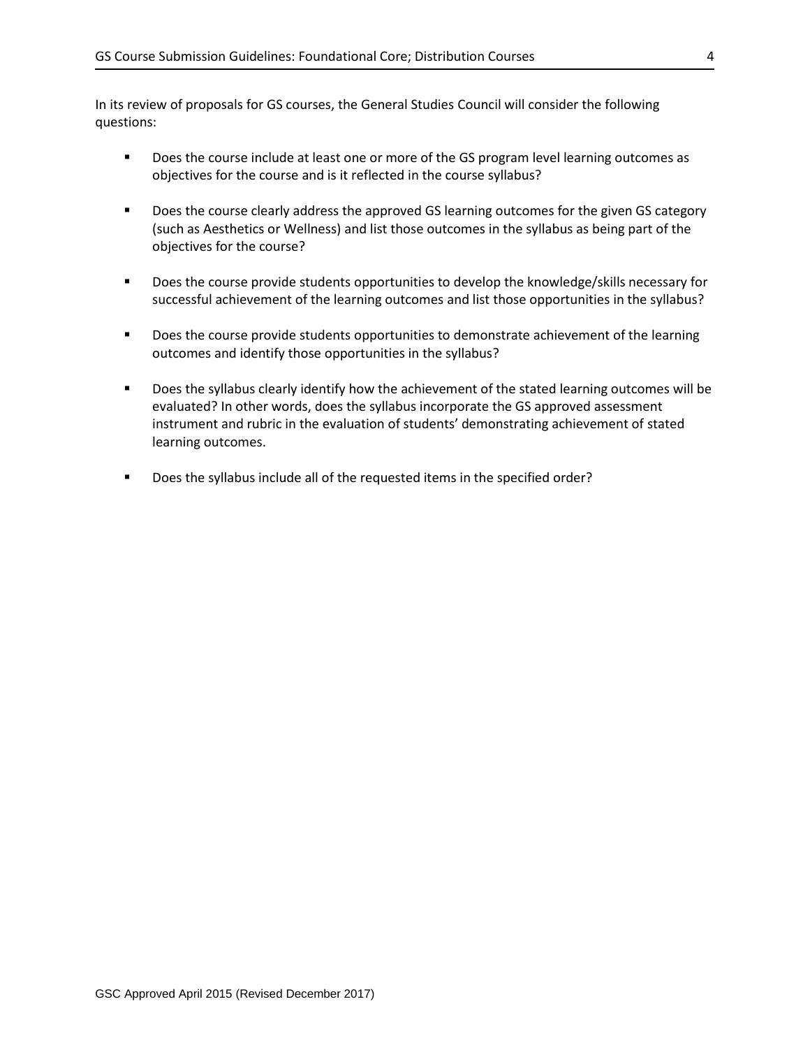In its review of proposals for GS courses, the General Studies Council will consider the following questions:

- Does the course include at least one or more of the GS program level learning outcomes as objectives for the course and is it reflected in the course syllabus?
- Does the course clearly address the approved GS learning outcomes for the given GS category (such as Aesthetics or Wellness) and list those outcomes in the syllabus as being part of the objectives for the course?
- Does the course provide students opportunities to develop the knowledge/skills necessary for successful achievement of the learning outcomes and list those opportunities in the syllabus?
- Does the course provide students opportunities to demonstrate achievement of the learning outcomes and identify those opportunities in the syllabus?
- Does the syllabus clearly identify how the achievement of the stated learning outcomes will be evaluated? In other words, does the syllabus incorporate the GS approved assessment instrument and rubric in the evaluation of students' demonstrating achievement of stated learning outcomes.
- Does the syllabus include all of the requested items in the specified order?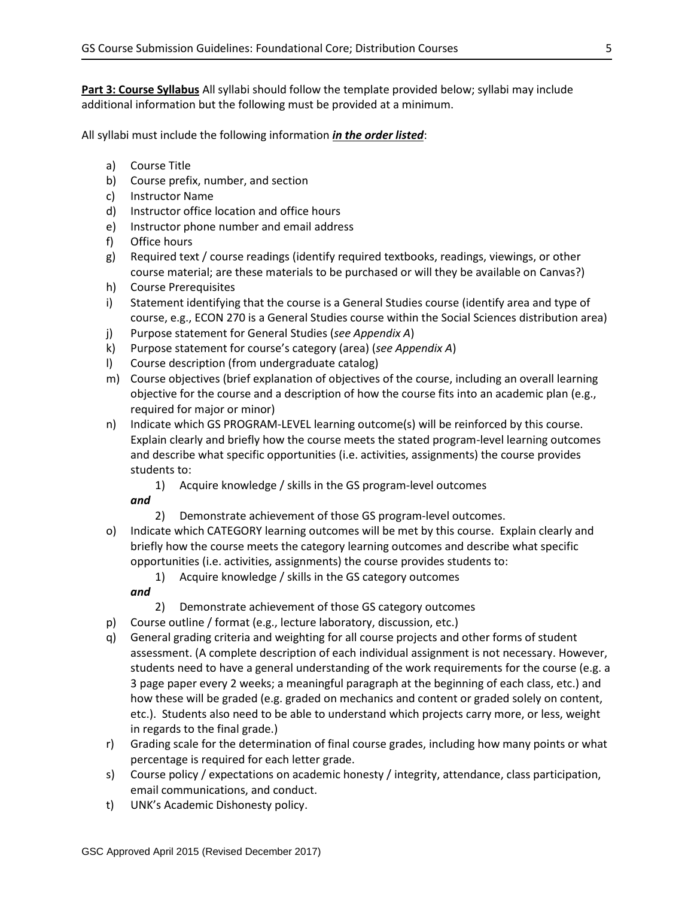**Part 3: Course Syllabus** All syllabi should follow the template provided below; syllabi may include additional information but the following must be provided at a minimum.

All syllabi must include the following information ***in the order listed***:

a) Course Title
b) Course prefix, number, and section
c) Instructor Name
d) Instructor office location and office hours
e) Instructor phone number and email address
f) Office hours
g) Required text / course readings (identify required textbooks, readings, viewings, or other course material; are these materials to be purchased or will they be available on Canvas?)
h) Course Prerequisites
i) Statement identifying that the course is a General Studies course (identify area and type of course, e.g., ECON 270 is a General Studies course within the Social Sciences distribution area)
j) Purpose statement for General Studies (*see Appendix A*)
k) Purpose statement for course's category (area) (*see Appendix A*)
l) Course description (from undergraduate catalog)
m) Course objectives (brief explanation of objectives of the course, including an overall learning objective for the course and a description of how the course fits into an academic plan (e.g., required for major or minor)
n) Indicate which GS PROGRAM-LEVEL learning outcome(s) will be reinforced by this course. Explain clearly and briefly how the course meets the stated program-level learning outcomes and describe what specific opportunities (i.e. activities, assignments) the course provides students to:
    1) Acquire knowledge / skills in the GS program-level outcomes

    ***and***

    2) Demonstrate achievement of those GS program-level outcomes.
o) Indicate which CATEGORY learning outcomes will be met by this course. Explain clearly and briefly how the course meets the category learning outcomes and describe what specific opportunities (i.e. activities, assignments) the course provides students to:
    1) Acquire knowledge / skills in the GS category outcomes

    ***and***

    2) Demonstrate achievement of those GS category outcomes
p) Course outline / format (e.g., lecture laboratory, discussion, etc.)
q) General grading criteria and weighting for all course projects and other forms of student assessment. (A complete description of each individual assignment is not necessary. However, students need to have a general understanding of the work requirements for the course (e.g. a 3 page paper every 2 weeks; a meaningful paragraph at the beginning of each class, etc.) and how these will be graded (e.g. graded on mechanics and content or graded solely on content, etc.). Students also need to be able to understand which projects carry more, or less, weight in regards to the final grade.)
r) Grading scale for the determination of final course grades, including how many points or what percentage is required for each letter grade.
s) Course policy / expectations on academic honesty / integrity, attendance, class participation, email communications, and conduct.
t) UNK's Academic Dishonesty policy.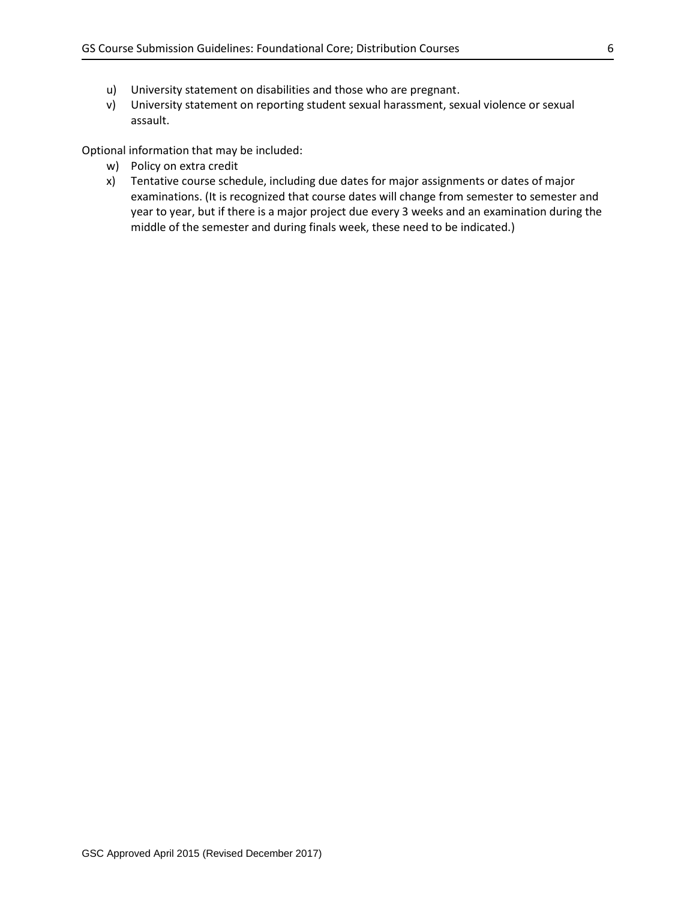u) University statement on disabilities and those who are pregnant.
v) University statement on reporting student sexual harassment, sexual violence or sexual assault.

Optional information that may be included:

w) Policy on extra credit
x) Tentative course schedule, including due dates for major assignments or dates of major examinations. (It is recognized that course dates will change from semester to semester and year to year, but if there is a major project due every 3 weeks and an examination during the middle of the semester and during finals week, these need to be indicated.)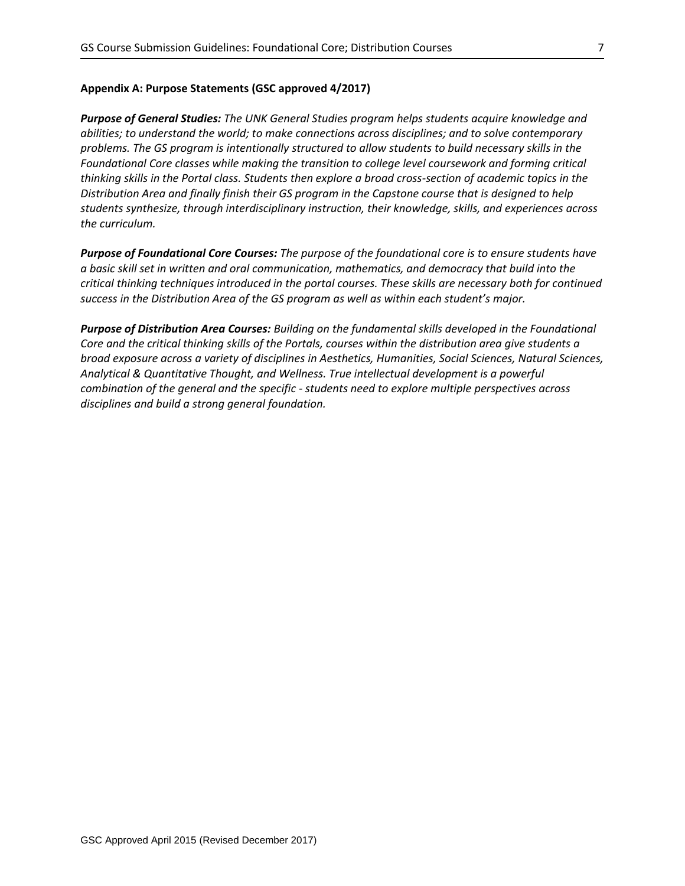**Appendix A: Purpose Statements (GSC approved 4/2017)**

***Purpose of General Studies:*** *The UNK General Studies program helps students acquire knowledge and abilities; to understand the world; to make connections across disciplines; and to solve contemporary problems. The GS program is intentionally structured to allow students to build necessary skills in the Foundational Core classes while making the transition to college level coursework and forming critical thinking skills in the Portal class. Students then explore a broad cross-section of academic topics in the Distribution Area and finally finish their GS program in the Capstone course that is designed to help students synthesize, through interdisciplinary instruction, their knowledge, skills, and experiences across the curriculum.*

***Purpose of Foundational Core Courses:*** *The purpose of the foundational core is to ensure students have a basic skill set in written and oral communication, mathematics, and democracy that build into the critical thinking techniques introduced in the portal courses. These skills are necessary both for continued success in the Distribution Area of the GS program as well as within each student's major.*

***Purpose of Distribution Area Courses:*** *Building on the fundamental skills developed in the Foundational Core and the critical thinking skills of the Portals, courses within the distribution area give students a broad exposure across a variety of disciplines in Aesthetics, Humanities, Social Sciences, Natural Sciences, Analytical & Quantitative Thought, and Wellness. True intellectual development is a powerful combination of the general and the specific - students need to explore multiple perspectives across disciplines and build a strong general foundation.*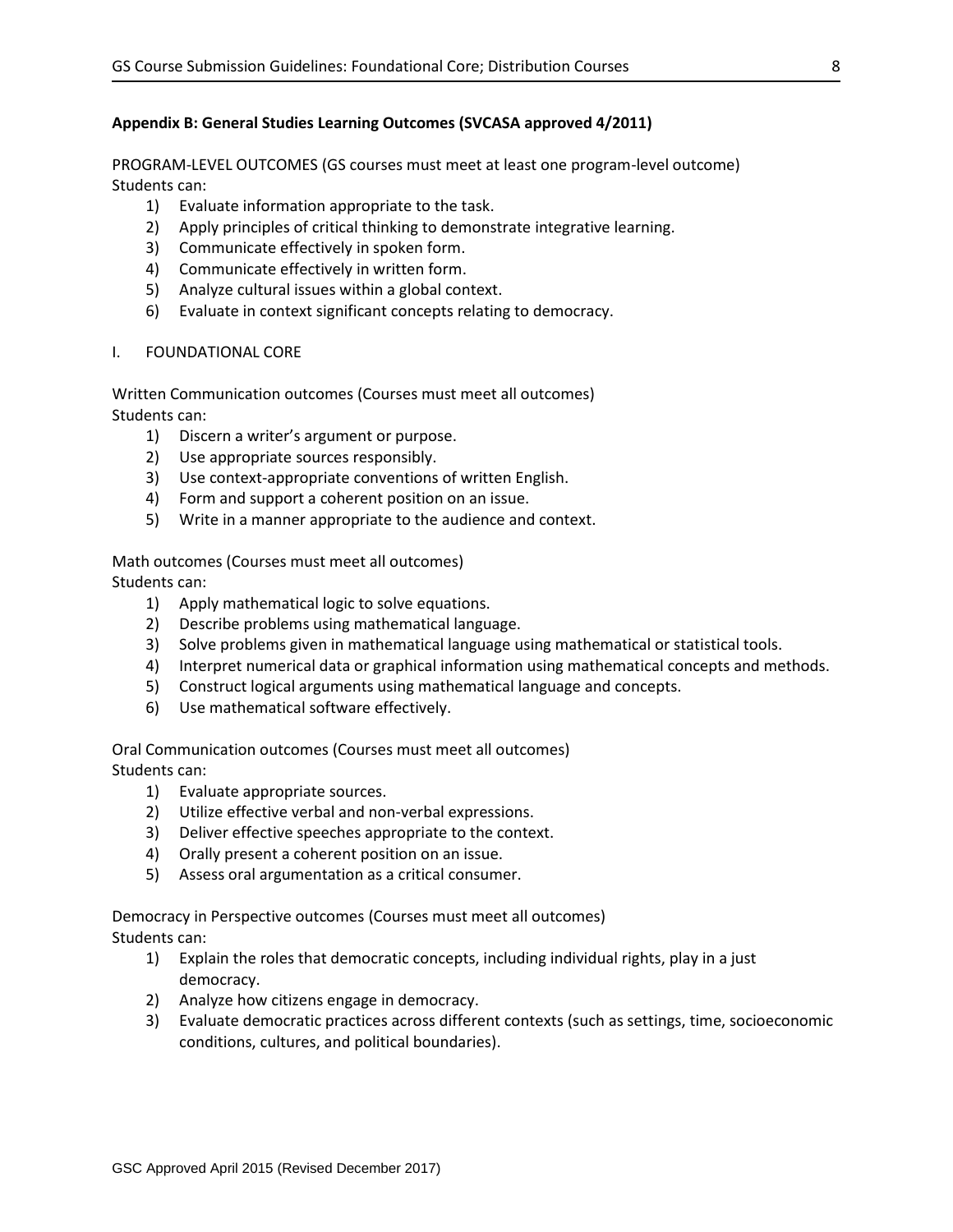## Appendix B: General Studies Learning Outcomes (SVCASA approved 4/2011)

PROGRAM-LEVEL OUTCOMES (GS courses must meet at least one program-level outcome)
Students can:

1) Evaluate information appropriate to the task.
2) Apply principles of critical thinking to demonstrate integrative learning.
3) Communicate effectively in spoken form.
4) Communicate effectively in written form.
5) Analyze cultural issues within a global context.
6) Evaluate in context significant concepts relating to democracy.

I. FOUNDATIONAL CORE

Written Communication outcomes (Courses must meet all outcomes)
Students can:

1) Discern a writer's argument or purpose.
2) Use appropriate sources responsibly.
3) Use context-appropriate conventions of written English.
4) Form and support a coherent position on an issue.
5) Write in a manner appropriate to the audience and context.

Math outcomes (Courses must meet all outcomes)
Students can:

1) Apply mathematical logic to solve equations.
2) Describe problems using mathematical language.
3) Solve problems given in mathematical language using mathematical or statistical tools.
4) Interpret numerical data or graphical information using mathematical concepts and methods.
5) Construct logical arguments using mathematical language and concepts.
6) Use mathematical software effectively.

Oral Communication outcomes (Courses must meet all outcomes)
Students can:

1) Evaluate appropriate sources.
2) Utilize effective verbal and non-verbal expressions.
3) Deliver effective speeches appropriate to the context.
4) Orally present a coherent position on an issue.
5) Assess oral argumentation as a critical consumer.

Democracy in Perspective outcomes (Courses must meet all outcomes)
Students can:

1) Explain the roles that democratic concepts, including individual rights, play in a just democracy.
2) Analyze how citizens engage in democracy.
3) Evaluate democratic practices across different contexts (such as settings, time, socioeconomic conditions, cultures, and political boundaries).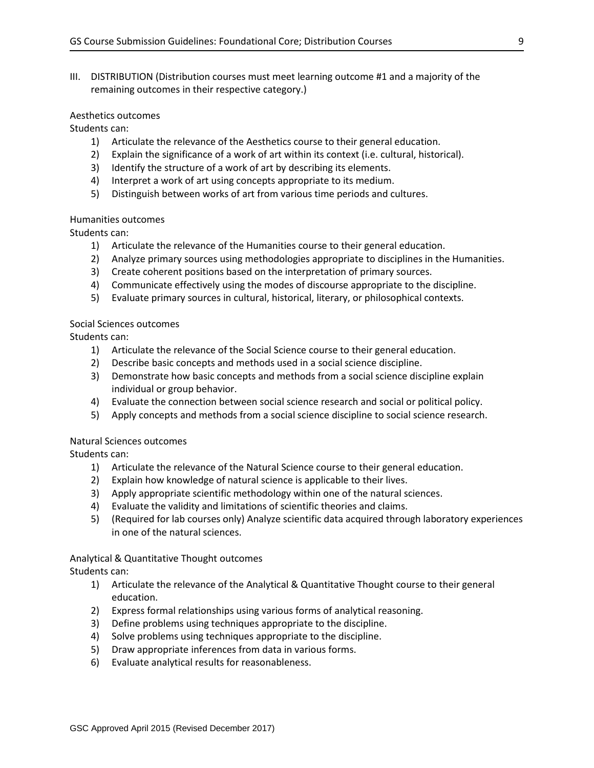III. DISTRIBUTION (Distribution courses must meet learning outcome #1 and a majority of the remaining outcomes in their respective category.)

Aesthetics outcomes

Students can:

1) Articulate the relevance of the Aesthetics course to their general education.
2) Explain the significance of a work of art within its context (i.e. cultural, historical).
3) Identify the structure of a work of art by describing its elements.
4) Interpret a work of art using concepts appropriate to its medium.
5) Distinguish between works of art from various time periods and cultures.

Humanities outcomes

Students can:

1) Articulate the relevance of the Humanities course to their general education.
2) Analyze primary sources using methodologies appropriate to disciplines in the Humanities.
3) Create coherent positions based on the interpretation of primary sources.
4) Communicate effectively using the modes of discourse appropriate to the discipline.
5) Evaluate primary sources in cultural, historical, literary, or philosophical contexts.

Social Sciences outcomes

Students can:

1) Articulate the relevance of the Social Science course to their general education.
2) Describe basic concepts and methods used in a social science discipline.
3) Demonstrate how basic concepts and methods from a social science discipline explain individual or group behavior.
4) Evaluate the connection between social science research and social or political policy.
5) Apply concepts and methods from a social science discipline to social science research.

Natural Sciences outcomes

Students can:

1) Articulate the relevance of the Natural Science course to their general education.
2) Explain how knowledge of natural science is applicable to their lives.
3) Apply appropriate scientific methodology within one of the natural sciences.
4) Evaluate the validity and limitations of scientific theories and claims.
5) (Required for lab courses only) Analyze scientific data acquired through laboratory experiences in one of the natural sciences.

Analytical & Quantitative Thought outcomes

Students can:

1) Articulate the relevance of the Analytical & Quantitative Thought course to their general education.
2) Express formal relationships using various forms of analytical reasoning.
3) Define problems using techniques appropriate to the discipline.
4) Solve problems using techniques appropriate to the discipline.
5) Draw appropriate inferences from data in various forms.
6) Evaluate analytical results for reasonableness.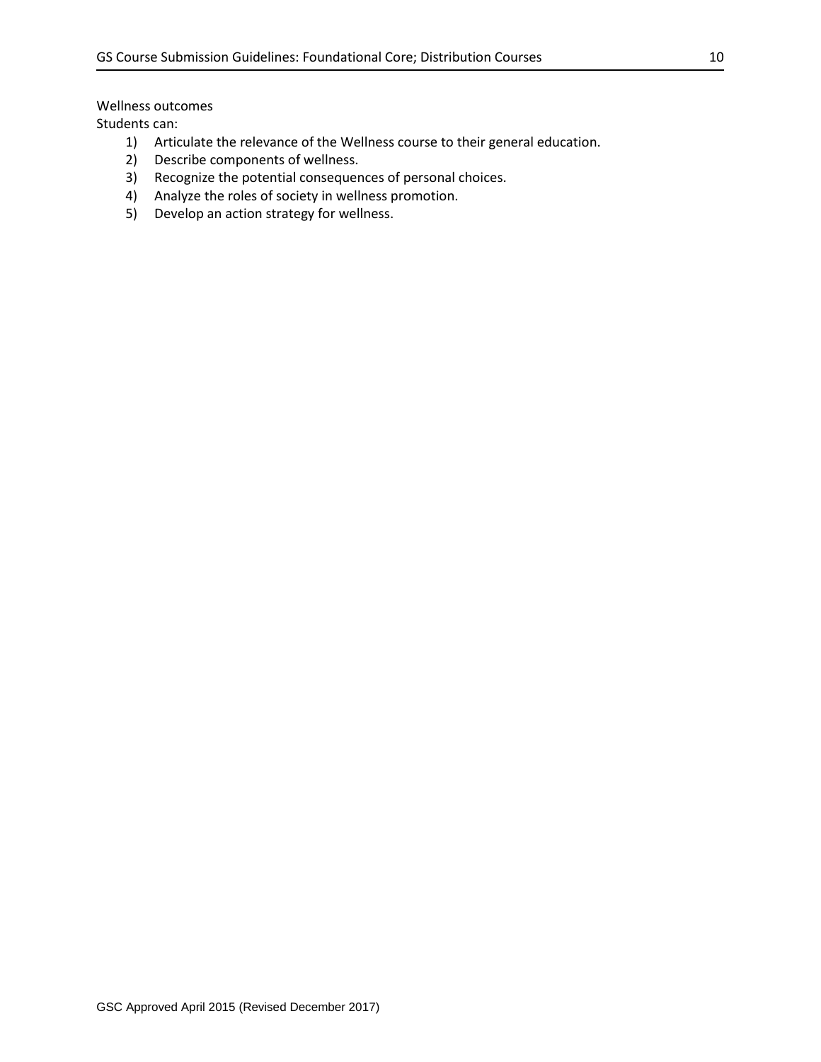Wellness outcomes

Students can:

1) Articulate the relevance of the Wellness course to their general education.
2) Describe components of wellness.
3) Recognize the potential consequences of personal choices.
4) Analyze the roles of society in wellness promotion.
5) Develop an action strategy for wellness.